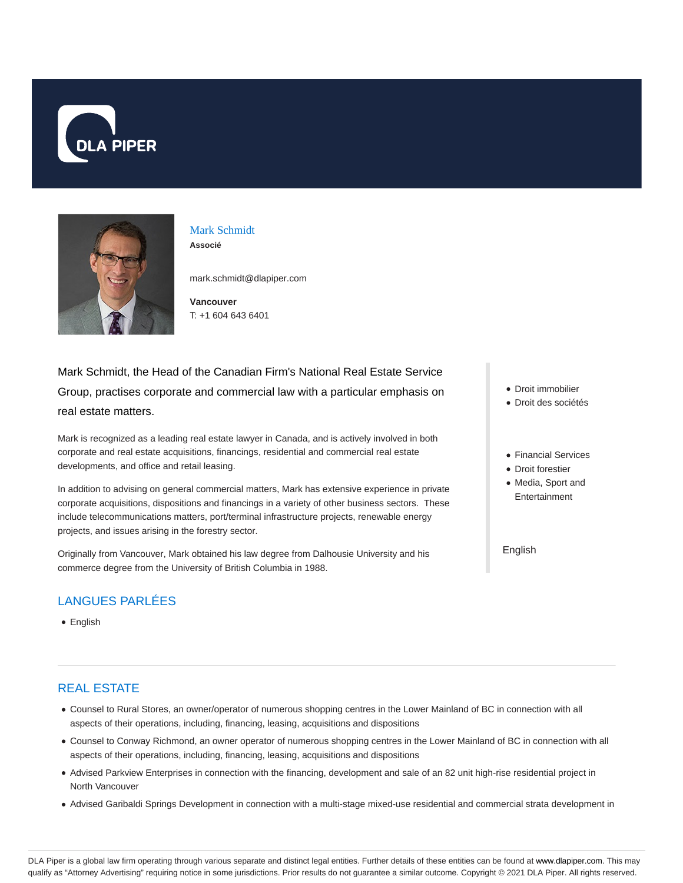# Mark Schmidt

**Associé**

mark.schmidt@dlapiper.com

**Vancouver**
T: +1 604 643 6401

Mark Schmidt, the Head of the Canadian Firm's National Real Estate Service Group, practises corporate and commercial law with a particular emphasis on real estate matters.

Mark is recognized as a leading real estate lawyer in Canada, and is actively involved in both corporate and real estate acquisitions, financings, residential and commercial real estate developments, and office and retail leasing.

In addition to advising on general commercial matters, Mark has extensive experience in private corporate acquisitions, dispositions and financings in a variety of other business sectors. These include telecommunications matters, port/terminal infrastructure projects, renewable energy projects, and issues arising in the forestry sector.

Originally from Vancouver, Mark obtained his law degree from Dalhousie University and his commerce degree from the University of British Columbia in 1988.

- Droit immobilier
- Droit des sociétés

- Financial Services
- Droit forestier
- Media, Sport and Entertainment

English

## LANGUES PARLÉES

- English

## REAL ESTATE

- Counsel to Rural Stores, an owner/operator of numerous shopping centres in the Lower Mainland of BC in connection with all aspects of their operations, including, financing, leasing, acquisitions and dispositions
- Counsel to Conway Richmond, an owner operator of numerous shopping centres in the Lower Mainland of BC in connection with all aspects of their operations, including, financing, leasing, acquisitions and dispositions
- Advised Parkview Enterprises in connection with the financing, development and sale of an 82 unit high-rise residential project in North Vancouver
- Advised Garibaldi Springs Development in connection with a multi-stage mixed-use residential and commercial strata development in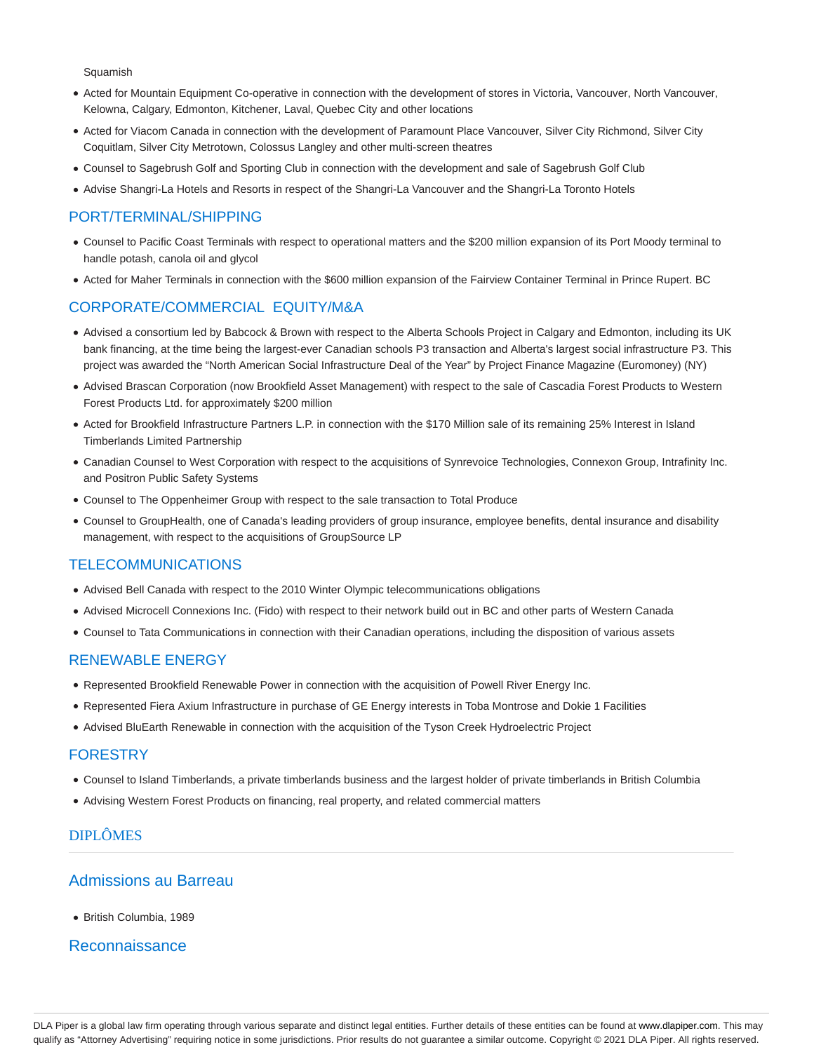Squamish

- Acted for Mountain Equipment Co-operative in connection with the development of stores in Victoria, Vancouver, North Vancouver, Kelowna, Calgary, Edmonton, Kitchener, Laval, Quebec City and other locations
- Acted for Viacom Canada in connection with the development of Paramount Place Vancouver, Silver City Richmond, Silver City Coquitlam, Silver City Metrotown, Colossus Langley and other multi-screen theatres
- Counsel to Sagebrush Golf and Sporting Club in connection with the development and sale of Sagebrush Golf Club
- Advise Shangri-La Hotels and Resorts in respect of the Shangri-La Vancouver and the Shangri-La Toronto Hotels

## PORT/TERMINAL/SHIPPING

- Counsel to Pacific Coast Terminals with respect to operational matters and the $200 million expansion of its Port Moody terminal to handle potash, canola oil and glycol
- Acted for Maher Terminals in connection with the $600 million expansion of the Fairview Container Terminal in Prince Rupert. BC

## CORPORATE/COMMERCIAL EQUITY/M&A

- Advised a consortium led by Babcock & Brown with respect to the Alberta Schools Project in Calgary and Edmonton, including its UK bank financing, at the time being the largest-ever Canadian schools P3 transaction and Alberta's largest social infrastructure P3. This project was awarded the "North American Social Infrastructure Deal of the Year" by Project Finance Magazine (Euromoney) (NY)
- Advised Brascan Corporation (now Brookfield Asset Management) with respect to the sale of Cascadia Forest Products to Western Forest Products Ltd. for approximately $200 million
- Acted for Brookfield Infrastructure Partners L.P. in connection with the $170 Million sale of its remaining 25% Interest in Island Timberlands Limited Partnership
- Canadian Counsel to West Corporation with respect to the acquisitions of Synrevoice Technologies, Connexon Group, Intrafinity Inc. and Positron Public Safety Systems
- Counsel to The Oppenheimer Group with respect to the sale transaction to Total Produce
- Counsel to GroupHealth, one of Canada's leading providers of group insurance, employee benefits, dental insurance and disability management, with respect to the acquisitions of GroupSource LP

## TELECOMMUNICATIONS

- Advised Bell Canada with respect to the 2010 Winter Olympic telecommunications obligations
- Advised Microcell Connexions Inc. (Fido) with respect to their network build out in BC and other parts of Western Canada
- Counsel to Tata Communications in connection with their Canadian operations, including the disposition of various assets

## RENEWABLE ENERGY

- Represented Brookfield Renewable Power in connection with the acquisition of Powell River Energy Inc.
- Represented Fiera Axium Infrastructure in purchase of GE Energy interests in Toba Montrose and Dokie 1 Facilities
- Advised BluEarth Renewable in connection with the acquisition of the Tyson Creek Hydroelectric Project

## FORESTRY

- Counsel to Island Timberlands, a private timberlands business and the largest holder of private timberlands in British Columbia
- Advising Western Forest Products on financing, real property, and related commercial matters

## DIPLÔMES

## Admissions au Barreau

- British Columbia, 1989

## Reconnaissance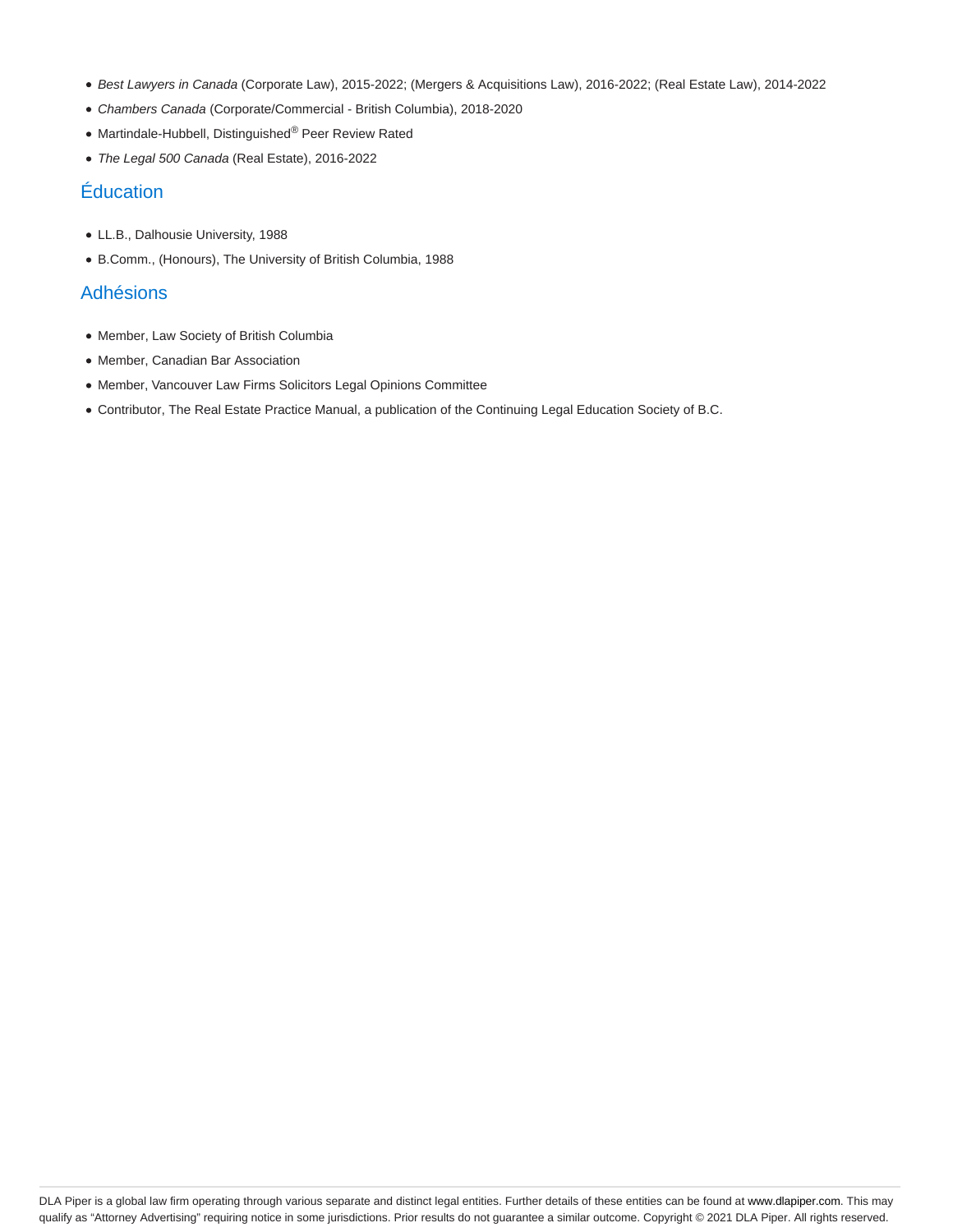- *Best Lawyers in Canada* (Corporate Law), 2015-2022; (Mergers & Acquisitions Law), 2016-2022; (Real Estate Law), 2014-2022
- *Chambers Canada* (Corporate/Commercial - British Columbia), 2018-2020
- Martindale-Hubbell, Distinguished® Peer Review Rated
- *The Legal 500 Canada* (Real Estate), 2016-2022

## Éducation

- LL.B., Dalhousie University, 1988
- B.Comm., (Honours), The University of British Columbia, 1988

## Adhésions

- Member, Law Society of British Columbia
- Member, Canadian Bar Association
- Member, Vancouver Law Firms Solicitors Legal Opinions Committee
- Contributor, The Real Estate Practice Manual, a publication of the Continuing Legal Education Society of B.C.

DLA Piper is a global law firm operating through various separate and distinct legal entities. Further details of these entities can be found at www.dlapiper.com. This may qualify as "Attorney Advertising" requiring notice in some jurisdictions. Prior results do not guarantee a similar outcome. Copyright © 2021 DLA Piper. All rights reserved.